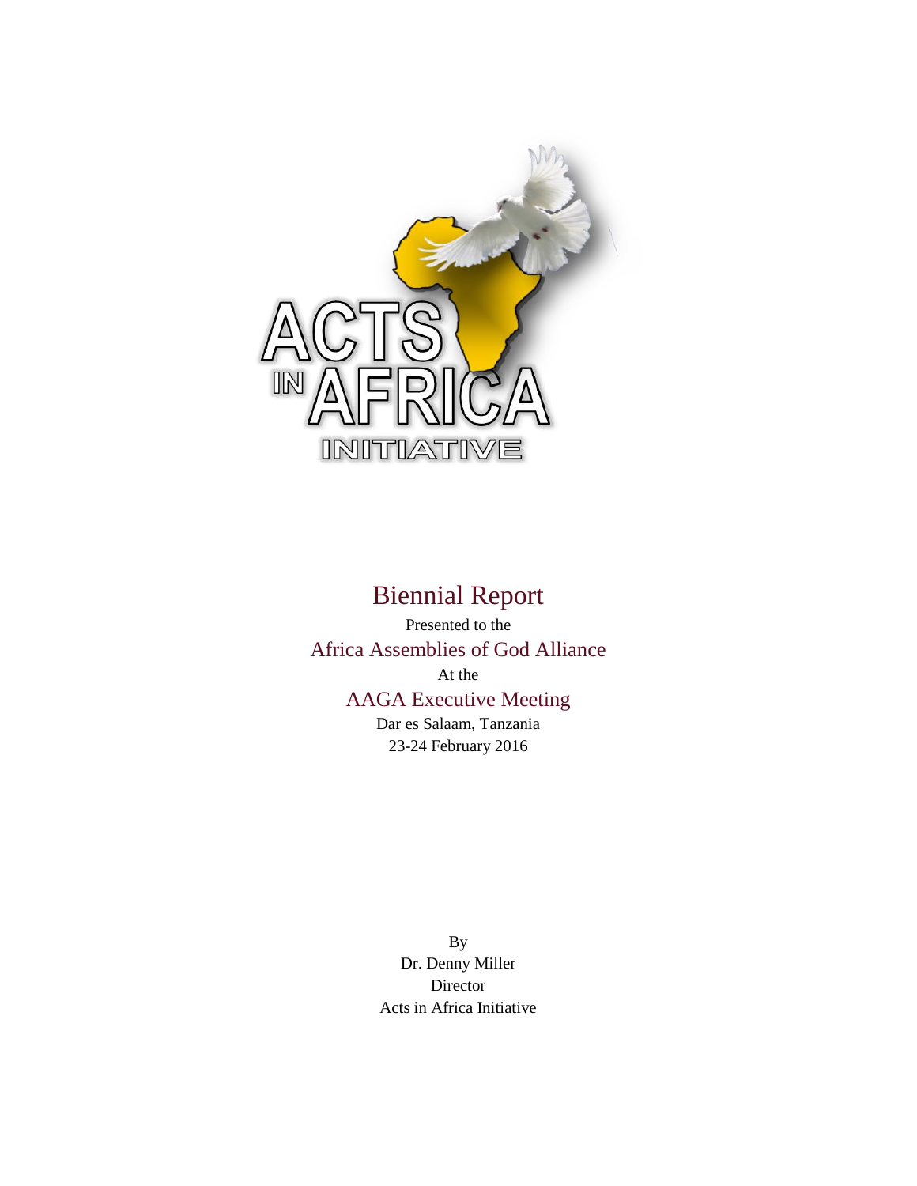ACTS IN AFRICA INITIATIVE

# Biennial Report

Presented to the

## Africa Assemblies of God Alliance

At the

## AAGA Executive Meeting

Dar es Salaam, Tanzania

23-24 February 2016

By

Dr. Denny Miller

Director

Acts in Africa Initiative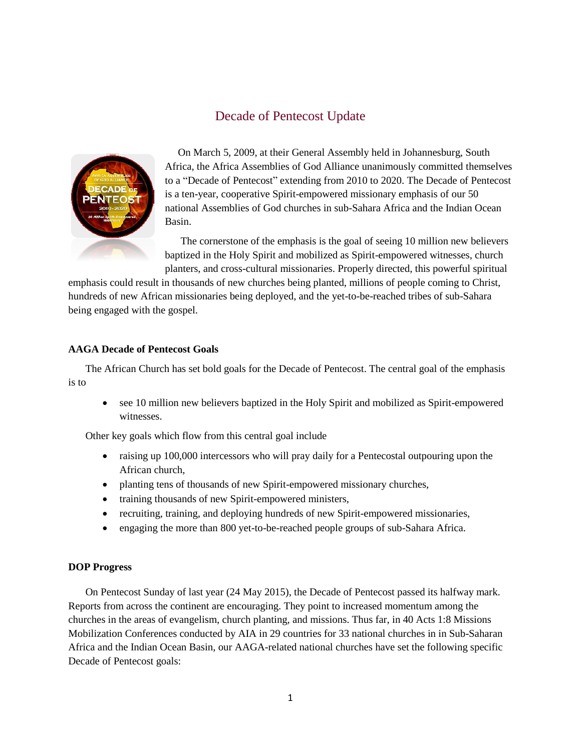# Decade of Pentecost Update

On March 5, 2009, at their General Assembly held in Johannesburg, South Africa, the Africa Assemblies of God Alliance unanimously committed themselves to a "Decade of Pentecost" extending from 2010 to 2020. The Decade of Pentecost is a ten-year, cooperative Spirit-empowered missionary emphasis of our 50 national Assemblies of God churches in sub-Sahara Africa and the Indian Ocean Basin.

The cornerstone of the emphasis is the goal of seeing 10 million new believers baptized in the Holy Spirit and mobilized as Spirit-empowered witnesses, church planters, and cross-cultural missionaries. Properly directed, this powerful spiritual emphasis could result in thousands of new churches being planted, millions of people coming to Christ, hundreds of new African missionaries being deployed, and the yet-to-be-reached tribes of sub-Sahara being engaged with the gospel.

**AAGA Decade of Pentecost Goals**

The African Church has set bold goals for the Decade of Pentecost. The central goal of the emphasis is to

- see 10 million new believers baptized in the Holy Spirit and mobilized as Spirit-empowered witnesses.

Other key goals which flow from this central goal include

- raising up 100,000 intercessors who will pray daily for a Pentecostal outpouring upon the African church,
- planting tens of thousands of new Spirit-empowered missionary churches,
- training thousands of new Spirit-empowered ministers,
- recruiting, training, and deploying hundreds of new Spirit-empowered missionaries,
- engaging the more than 800 yet-to-be-reached people groups of sub-Sahara Africa.

**DOP Progress**

On Pentecost Sunday of last year (24 May 2015), the Decade of Pentecost passed its halfway mark. Reports from across the continent are encouraging. They point to increased momentum among the churches in the areas of evangelism, church planting, and missions. Thus far, in 40 Acts 1:8 Missions Mobilization Conferences conducted by AIA in 29 countries for 33 national churches in in Sub-Saharan Africa and the Indian Ocean Basin, our AAGA-related national churches have set the following specific Decade of Pentecost goals: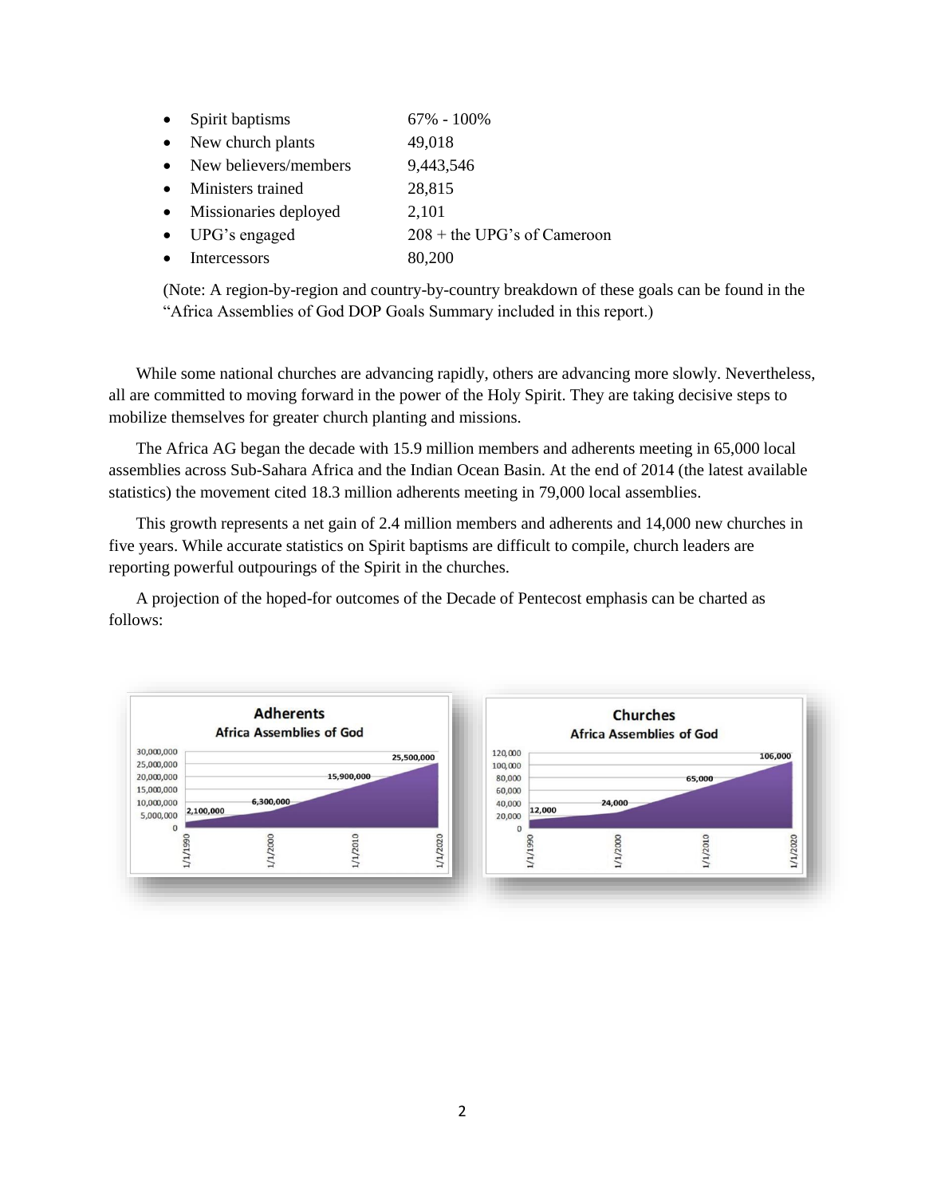- Spirit baptisms 67% - 100%
- New church plants 49,018
- New believers/members 9,443,546
- Ministers trained 28,815
- Missionaries deployed 2,101
- UPG's engaged 208 + the UPG's of Cameroon
- Intercessors 80,200

(Note: A region-by-region and country-by-country breakdown of these goals can be found in the "Africa Assemblies of God DOP Goals Summary included in this report.)

While some national churches are advancing rapidly, others are advancing more slowly. Nevertheless, all are committed to moving forward in the power of the Holy Spirit. They are taking decisive steps to mobilize themselves for greater church planting and missions.

The Africa AG began the decade with 15.9 million members and adherents meeting in 65,000 local assemblies across Sub-Sahara Africa and the Indian Ocean Basin. At the end of 2014 (the latest available statistics) the movement cited 18.3 million adherents meeting in 79,000 local assemblies.

This growth represents a net gain of 2.4 million members and adherents and 14,000 new churches in five years. While accurate statistics on Spirit baptisms are difficult to compile, church leaders are reporting powerful outpourings of the Spirit in the churches.

A projection of the hoped-for outcomes of the Decade of Pentecost emphasis can be charted as follows:

**Adherents**
**Africa Assemblies of God**

| Date | Adherents |
| --- | --- |
| 1/1/1990 | 2,100,000 |
| 1/1/2000 | 6,300,000 |
| 1/1/2010 | 15,900,000 |
| 1/1/2020 | 25,500,000 |

**Churches**
**Africa Assemblies of God**

| Date | Churches |
| --- | --- |
| 1/1/1990 | 12,000 |
| 1/1/2000 | 24,000 |
| 1/1/2010 | 65,000 |
| 1/1/2020 | 106,000 |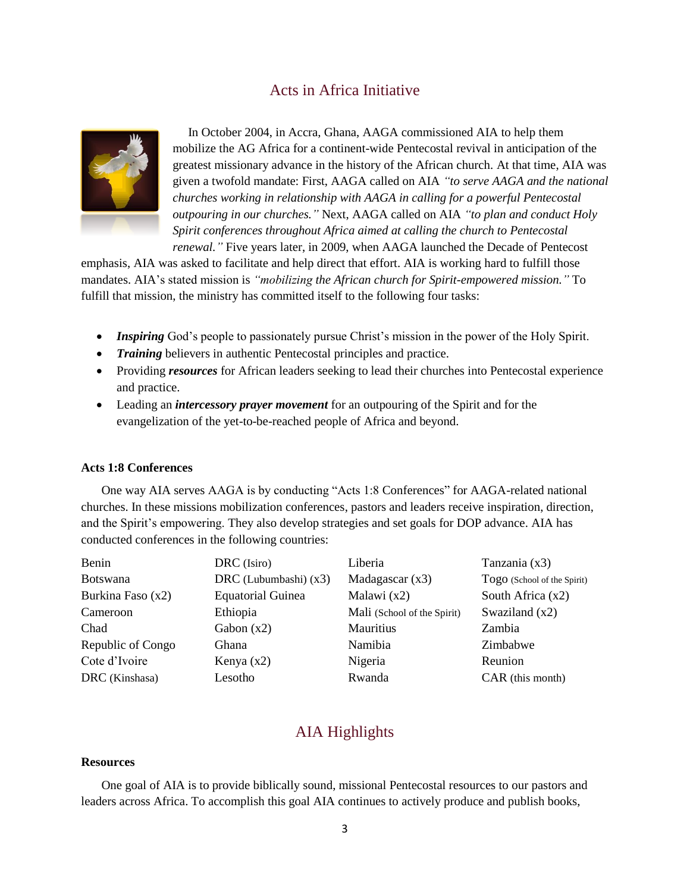## Acts in Africa Initiative

In October 2004, in Accra, Ghana, AAGA commissioned AIA to help them mobilize the AG Africa for a continent-wide Pentecostal revival in anticipation of the greatest missionary advance in the history of the African church. At that time, AIA was given a twofold mandate: First, AAGA called on AIA *"to serve AAGA and the national churches working in relationship with AAGA in calling for a powerful Pentecostal outpouring in our churches."* Next, AAGA called on AIA *"to plan and conduct Holy Spirit conferences throughout Africa aimed at calling the church to Pentecostal renewal."* Five years later, in 2009, when AAGA launched the Decade of Pentecost emphasis, AIA was asked to facilitate and help direct that effort. AIA is working hard to fulfill those mandates. AIA's stated mission is *"mobilizing the African church for Spirit-empowered mission."* To fulfill that mission, the ministry has committed itself to the following four tasks:

- ***Inspiring*** God's people to passionately pursue Christ's mission in the power of the Holy Spirit.
- ***Training*** believers in authentic Pentecostal principles and practice.
- Providing ***resources*** for African leaders seeking to lead their churches into Pentecostal experience and practice.
- Leading an ***intercessory prayer movement*** for an outpouring of the Spirit and for the evangelization of the yet-to-be-reached people of Africa and beyond.

**Acts 1:8 Conferences**

One way AIA serves AAGA is by conducting "Acts 1:8 Conferences" for AAGA-related national churches. In these missions mobilization conferences, pastors and leaders receive inspiration, direction, and the Spirit's empowering. They also develop strategies and set goals for DOP advance. AIA has conducted conferences in the following countries:

| | | | |
|---|---|---|---|
| Benin | DRC (Isiro) | Liberia | Tanzania (x3) |
| Botswana | DRC (Lubumbashi) (x3) | Madagascar (x3) | Togo (School of the Spirit) |
| Burkina Faso (x2) | Equatorial Guinea | Malawi (x2) | South Africa (x2) |
| Cameroon | Ethiopia | Mali (School of the Spirit) | Swaziland (x2) |
| Chad | Gabon (x2) | Mauritius | Zambia |
| Republic of Congo | Ghana | Namibia | Zimbabwe |
| Cote d'Ivoire | Kenya (x2) | Nigeria | Reunion |
| DRC (Kinshasa) | Lesotho | Rwanda | CAR (this month) |

## AIA Highlights

**Resources**

One goal of AIA is to provide biblically sound, missional Pentecostal resources to our pastors and leaders across Africa. To accomplish this goal AIA continues to actively produce and publish books,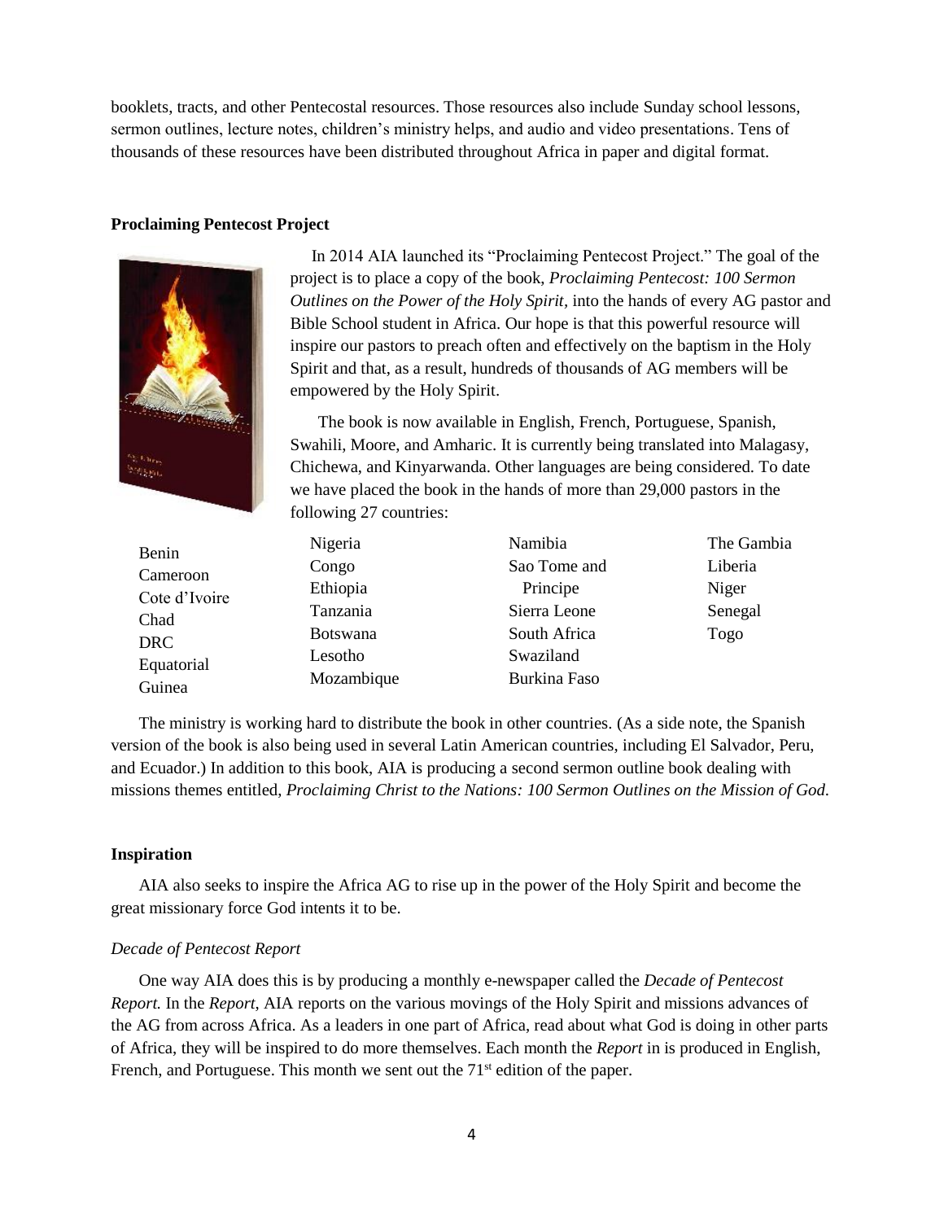booklets, tracts, and other Pentecostal resources. Those resources also include Sunday school lessons, sermon outlines, lecture notes, children's ministry helps, and audio and video presentations. Tens of thousands of these resources have been distributed throughout Africa in paper and digital format.

**Proclaiming Pentecost Project**

In 2014 AIA launched its "Proclaiming Pentecost Project." The goal of the project is to place a copy of the book, *Proclaiming Pentecost: 100 Sermon Outlines on the Power of the Holy Spirit,* into the hands of every AG pastor and Bible School student in Africa. Our hope is that this powerful resource will inspire our pastors to preach often and effectively on the baptism in the Holy Spirit and that, as a result, hundreds of thousands of AG members will be empowered by the Holy Spirit.

The book is now available in English, French, Portuguese, Spanish, Swahili, Moore, and Amharic. It is currently being translated into Malagasy, Chichewa, and Kinyarwanda. Other languages are being considered. To date we have placed the book in the hands of more than 29,000 pastors in the following 27 countries:

- Benin
- Cameroon
- Cote d'Ivoire
- Chad
- DRC
- Equatorial Guinea
- Nigeria
- Congo
- Ethiopia
- Tanzania
- Botswana
- Lesotho
- Mozambique
- Namibia
- Sao Tome and Principe
- Sierra Leone
- South Africa
- Swaziland
- Burkina Faso
- The Gambia
- Liberia
- Niger
- Senegal
- Togo

The ministry is working hard to distribute the book in other countries. (As a side note, the Spanish version of the book is also being used in several Latin American countries, including El Salvador, Peru, and Ecuador.) In addition to this book, AIA is producing a second sermon outline book dealing with missions themes entitled, *Proclaiming Christ to the Nations: 100 Sermon Outlines on the Mission of God.*

**Inspiration**

AIA also seeks to inspire the Africa AG to rise up in the power of the Holy Spirit and become the great missionary force God intents it to be.

*Decade of Pentecost Report*

One way AIA does this is by producing a monthly e-newspaper called the *Decade of Pentecost Report.* In the *Report*, AIA reports on the various movings of the Holy Spirit and missions advances of the AG from across Africa. As a leaders in one part of Africa, read about what God is doing in other parts of Africa, they will be inspired to do more themselves. Each month the *Report* in is produced in English, French, and Portuguese. This month we sent out the 71st edition of the paper.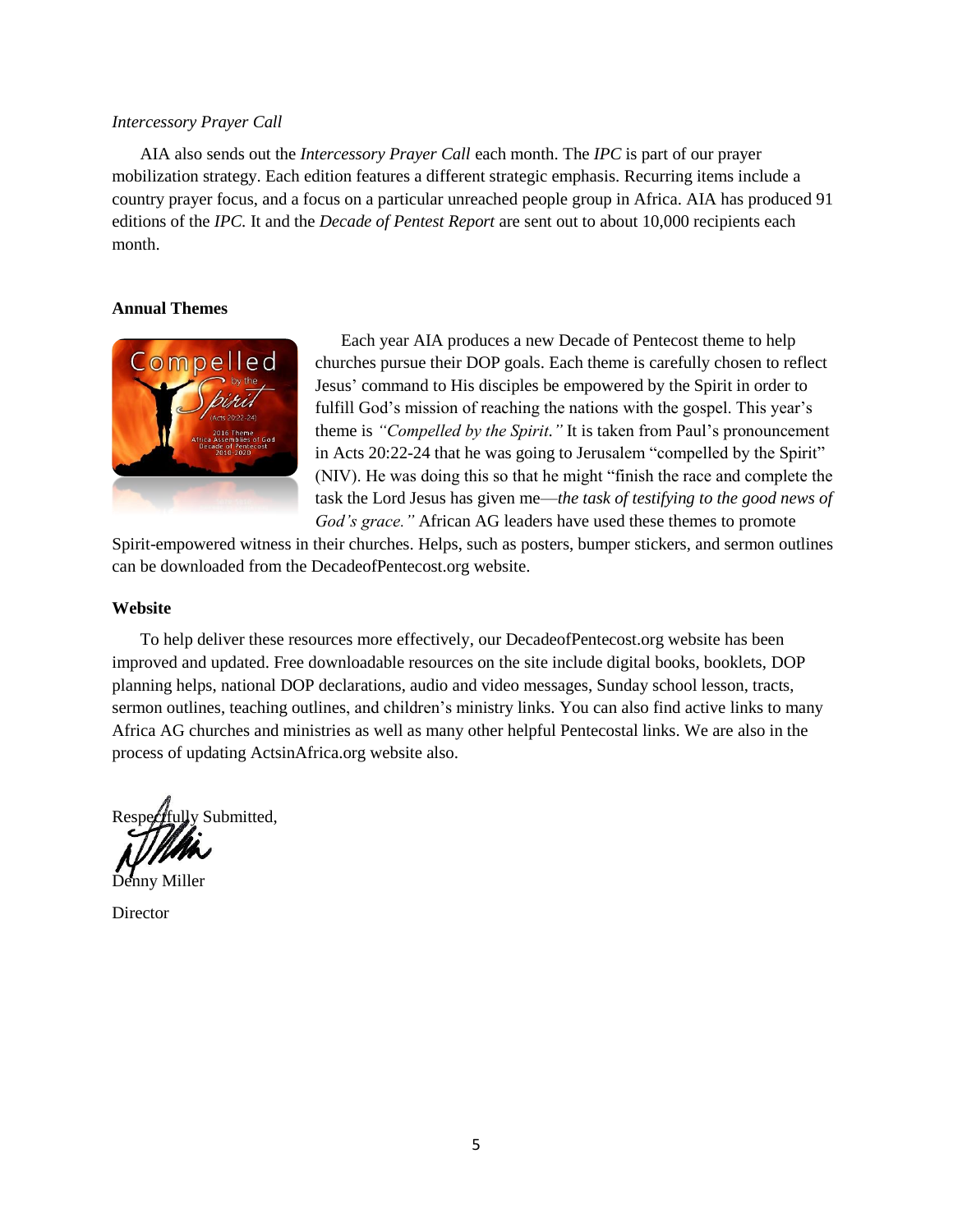*Intercessory Prayer Call*

AIA also sends out the *Intercessory Prayer Call* each month. The *IPC* is part of our prayer mobilization strategy. Each edition features a different strategic emphasis. Recurring items include a country prayer focus, and a focus on a particular unreached people group in Africa. AIA has produced 91 editions of the *IPC.* It and the *Decade of Pentest Report* are sent out to about 10,000 recipients each month.

**Annual Themes**

Each year AIA produces a new Decade of Pentecost theme to help churches pursue their DOP goals. Each theme is carefully chosen to reflect Jesus' command to His disciples be empowered by the Spirit in order to fulfill God's mission of reaching the nations with the gospel. This year's theme is *"Compelled by the Spirit."* It is taken from Paul's pronouncement in Acts 20:22-24 that he was going to Jerusalem "compelled by the Spirit" (NIV). He was doing this so that he might "finish the race and complete the task the Lord Jesus has given me—*the task of testifying to the good news of God's grace."* African AG leaders have used these themes to promote Spirit-empowered witness in their churches. Helps, such as posters, bumper stickers, and sermon outlines can be downloaded from the DecadeofPentecost.org website.

**Website**

To help deliver these resources more effectively, our DecadeofPentecost.org website has been improved and updated. Free downloadable resources on the site include digital books, booklets, DOP planning helps, national DOP declarations, audio and video messages, Sunday school lesson, tracts, sermon outlines, teaching outlines, and children's ministry links. You can also find active links to many Africa AG churches and ministries as well as many other helpful Pentecostal links. We are also in the process of updating ActsinAfrica.org website also.

Respectfully Submitted,

Denny Miller

Director